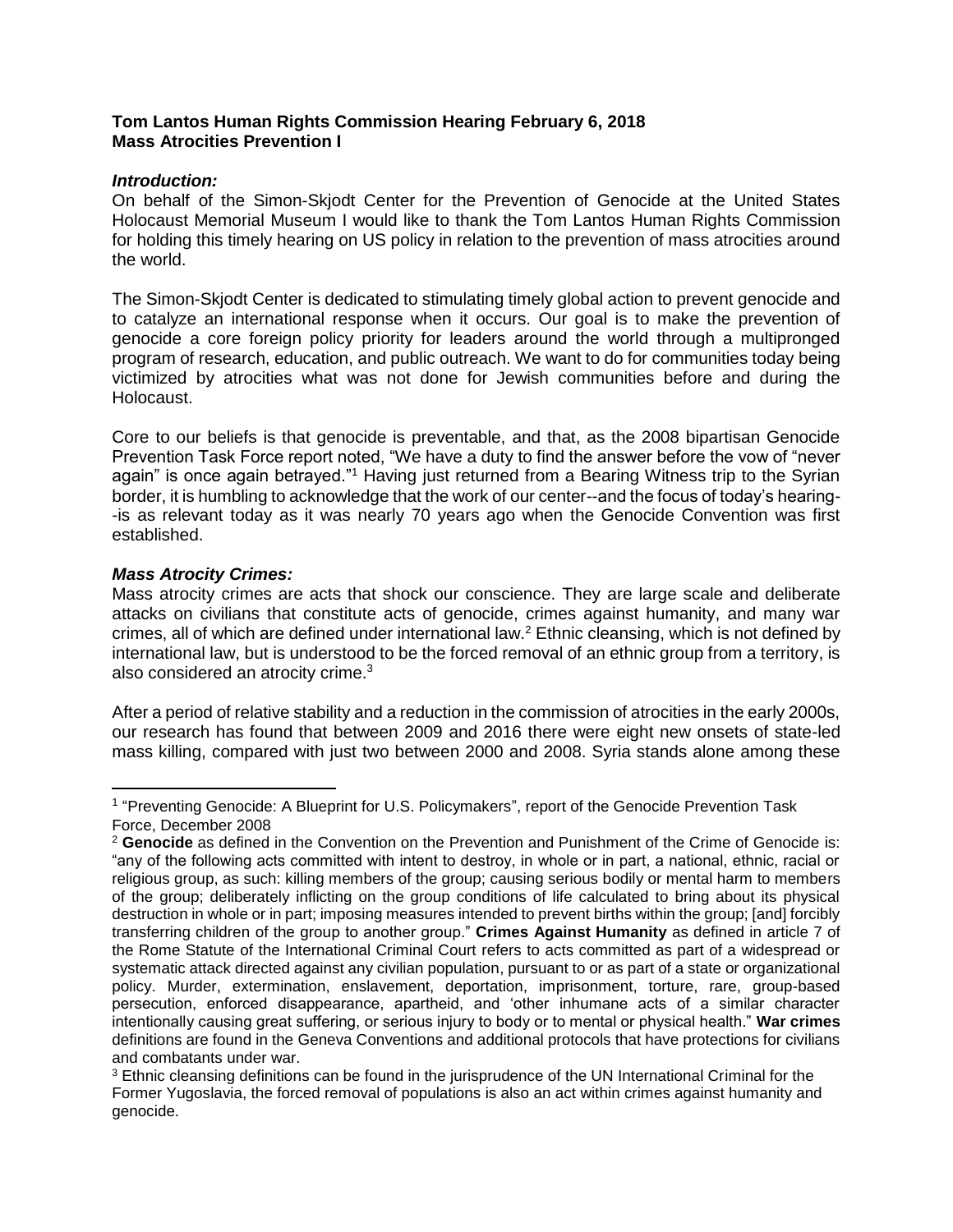**Tom Lantos Human Rights Commission Hearing February 6, 2018**
**Mass Atrocities Prevention I**

***Introduction:***

On behalf of the Simon-Skjodt Center for the Prevention of Genocide at the United States Holocaust Memorial Museum I would like to thank the Tom Lantos Human Rights Commission for holding this timely hearing on US policy in relation to the prevention of mass atrocities around the world.

The Simon-Skjodt Center is dedicated to stimulating timely global action to prevent genocide and to catalyze an international response when it occurs. Our goal is to make the prevention of genocide a core foreign policy priority for leaders around the world through a multipronged program of research, education, and public outreach. We want to do for communities today being victimized by atrocities what was not done for Jewish communities before and during the Holocaust.

Core to our beliefs is that genocide is preventable, and that, as the 2008 bipartisan Genocide Prevention Task Force report noted, "We have a duty to find the answer before the vow of "never again" is once again betrayed."[1] Having just returned from a Bearing Witness trip to the Syrian border, it is humbling to acknowledge that the work of our center--and the focus of today's hearing--is as relevant today as it was nearly 70 years ago when the Genocide Convention was first established.

***Mass Atrocity Crimes:***

Mass atrocity crimes are acts that shock our conscience. They are large scale and deliberate attacks on civilians that constitute acts of genocide, crimes against humanity, and many war crimes, all of which are defined under international law.[2] Ethnic cleansing, which is not defined by international law, but is understood to be the forced removal of an ethnic group from a territory, is also considered an atrocity crime.[3]

After a period of relative stability and a reduction in the commission of atrocities in the early 2000s, our research has found that between 2009 and 2016 there were eight new onsets of state-led mass killing, compared with just two between 2000 and 2008. Syria stands alone among these

---

[1] "Preventing Genocide: A Blueprint for U.S. Policymakers", report of the Genocide Prevention Task Force, December 2008

[2] **Genocide** as defined in the Convention on the Prevention and Punishment of the Crime of Genocide is: "any of the following acts committed with intent to destroy, in whole or in part, a national, ethnic, racial or religious group, as such: killing members of the group; causing serious bodily or mental harm to members of the group; deliberately inflicting on the group conditions of life calculated to bring about its physical destruction in whole or in part; imposing measures intended to prevent births within the group; [and] forcibly transferring children of the group to another group." **Crimes Against Humanity** as defined in article 7 of the Rome Statute of the International Criminal Court refers to acts committed as part of a widespread or systematic attack directed against any civilian population, pursuant to or as part of a state or organizational policy. Murder, extermination, enslavement, deportation, imprisonment, torture, rare, group-based persecution, enforced disappearance, apartheid, and 'other inhumane acts of a similar character intentionally causing great suffering, or serious injury to body or to mental or physical health." **War crimes** definitions are found in the Geneva Conventions and additional protocols that have protections for civilians and combatants under war.

[3] Ethnic cleansing definitions can be found in the jurisprudence of the UN International Criminal for the Former Yugoslavia, the forced removal of populations is also an act within crimes against humanity and genocide.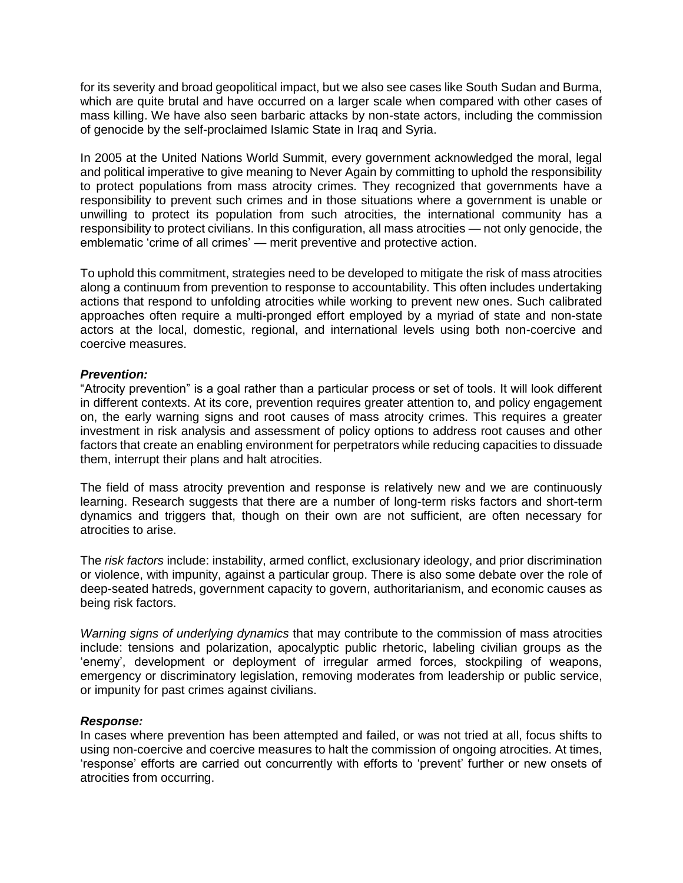for its severity and broad geopolitical impact, but we also see cases like South Sudan and Burma, which are quite brutal and have occurred on a larger scale when compared with other cases of mass killing. We have also seen barbaric attacks by non-state actors, including the commission of genocide by the self-proclaimed Islamic State in Iraq and Syria.

In 2005 at the United Nations World Summit, every government acknowledged the moral, legal and political imperative to give meaning to Never Again by committing to uphold the responsibility to protect populations from mass atrocity crimes. They recognized that governments have a responsibility to prevent such crimes and in those situations where a government is unable or unwilling to protect its population from such atrocities, the international community has a responsibility to protect civilians. In this configuration, all mass atrocities — not only genocide, the emblematic 'crime of all crimes' — merit preventive and protective action.

To uphold this commitment, strategies need to be developed to mitigate the risk of mass atrocities along a continuum from prevention to response to accountability. This often includes undertaking actions that respond to unfolding atrocities while working to prevent new ones. Such calibrated approaches often require a multi-pronged effort employed by a myriad of state and non-state actors at the local, domestic, regional, and international levels using both non-coercive and coercive measures.

***Prevention:***

"Atrocity prevention" is a goal rather than a particular process or set of tools. It will look different in different contexts. At its core, prevention requires greater attention to, and policy engagement on, the early warning signs and root causes of mass atrocity crimes. This requires a greater investment in risk analysis and assessment of policy options to address root causes and other factors that create an enabling environment for perpetrators while reducing capacities to dissuade them, interrupt their plans and halt atrocities.

The field of mass atrocity prevention and response is relatively new and we are continuously learning. Research suggests that there are a number of long-term risks factors and short-term dynamics and triggers that, though on their own are not sufficient, are often necessary for atrocities to arise.

The *risk factors* include: instability, armed conflict, exclusionary ideology, and prior discrimination or violence, with impunity, against a particular group. There is also some debate over the role of deep-seated hatreds, government capacity to govern, authoritarianism, and economic causes as being risk factors.

*Warning signs of underlying dynamics* that may contribute to the commission of mass atrocities include: tensions and polarization, apocalyptic public rhetoric, labeling civilian groups as the 'enemy', development or deployment of irregular armed forces, stockpiling of weapons, emergency or discriminatory legislation, removing moderates from leadership or public service, or impunity for past crimes against civilians.

***Response:***

In cases where prevention has been attempted and failed, or was not tried at all, focus shifts to using non-coercive and coercive measures to halt the commission of ongoing atrocities. At times, 'response' efforts are carried out concurrently with efforts to 'prevent' further or new onsets of atrocities from occurring.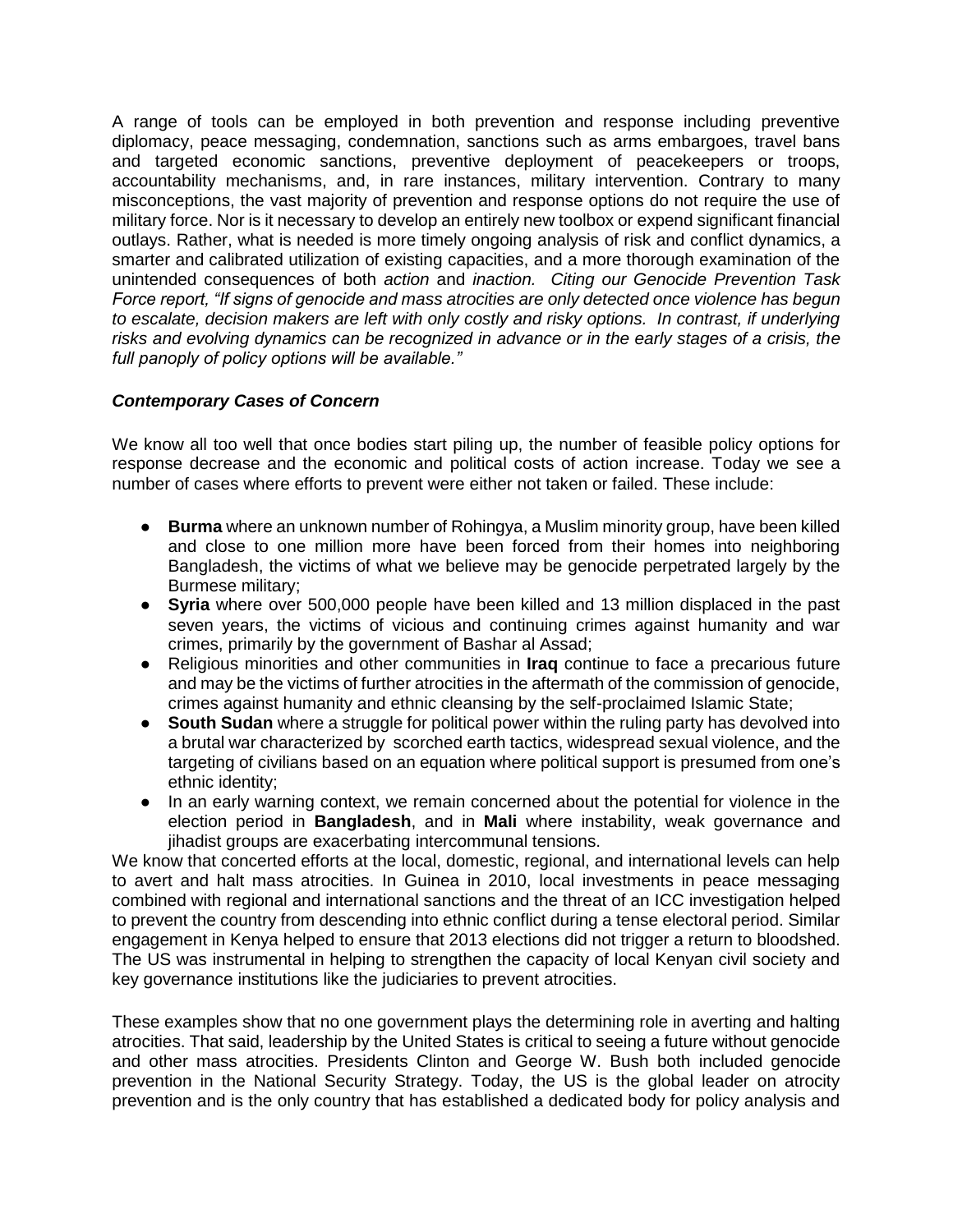A range of tools can be employed in both prevention and response including preventive diplomacy, peace messaging, condemnation, sanctions such as arms embargoes, travel bans and targeted economic sanctions, preventive deployment of peacekeepers or troops, accountability mechanisms, and, in rare instances, military intervention. Contrary to many misconceptions, the vast majority of prevention and response options do not require the use of military force. Nor is it necessary to develop an entirely new toolbox or expend significant financial outlays. Rather, what is needed is more timely ongoing analysis of risk and conflict dynamics, a smarter and calibrated utilization of existing capacities, and a more thorough examination of the unintended consequences of both *action* and *inaction.* *Citing our Genocide Prevention Task Force report, "If signs of genocide and mass atrocities are only detected once violence has begun to escalate, decision makers are left with only costly and risky options. In contrast, if underlying risks and evolving dynamics can be recognized in advance or in the early stages of a crisis, the full panoply of policy options will be available."*

***Contemporary Cases of Concern***

We know all too well that once bodies start piling up, the number of feasible policy options for response decrease and the economic and political costs of action increase. Today we see a number of cases where efforts to prevent were either not taken or failed. These include:

- **Burma** where an unknown number of Rohingya, a Muslim minority group, have been killed and close to one million more have been forced from their homes into neighboring Bangladesh, the victims of what we believe may be genocide perpetrated largely by the Burmese military;
- **Syria** where over 500,000 people have been killed and 13 million displaced in the past seven years, the victims of vicious and continuing crimes against humanity and war crimes, primarily by the government of Bashar al Assad;
- Religious minorities and other communities in **Iraq** continue to face a precarious future and may be the victims of further atrocities in the aftermath of the commission of genocide, crimes against humanity and ethnic cleansing by the self-proclaimed Islamic State;
- **South Sudan** where a struggle for political power within the ruling party has devolved into a brutal war characterized by scorched earth tactics, widespread sexual violence, and the targeting of civilians based on an equation where political support is presumed from one's ethnic identity;
- In an early warning context, we remain concerned about the potential for violence in the election period in **Bangladesh**, and in **Mali** where instability, weak governance and jihadist groups are exacerbating intercommunal tensions.

We know that concerted efforts at the local, domestic, regional, and international levels can help to avert and halt mass atrocities. In Guinea in 2010, local investments in peace messaging combined with regional and international sanctions and the threat of an ICC investigation helped to prevent the country from descending into ethnic conflict during a tense electoral period. Similar engagement in Kenya helped to ensure that 2013 elections did not trigger a return to bloodshed. The US was instrumental in helping to strengthen the capacity of local Kenyan civil society and key governance institutions like the judiciaries to prevent atrocities.

These examples show that no one government plays the determining role in averting and halting atrocities. That said, leadership by the United States is critical to seeing a future without genocide and other mass atrocities. Presidents Clinton and George W. Bush both included genocide prevention in the National Security Strategy. Today, the US is the global leader on atrocity prevention and is the only country that has established a dedicated body for policy analysis and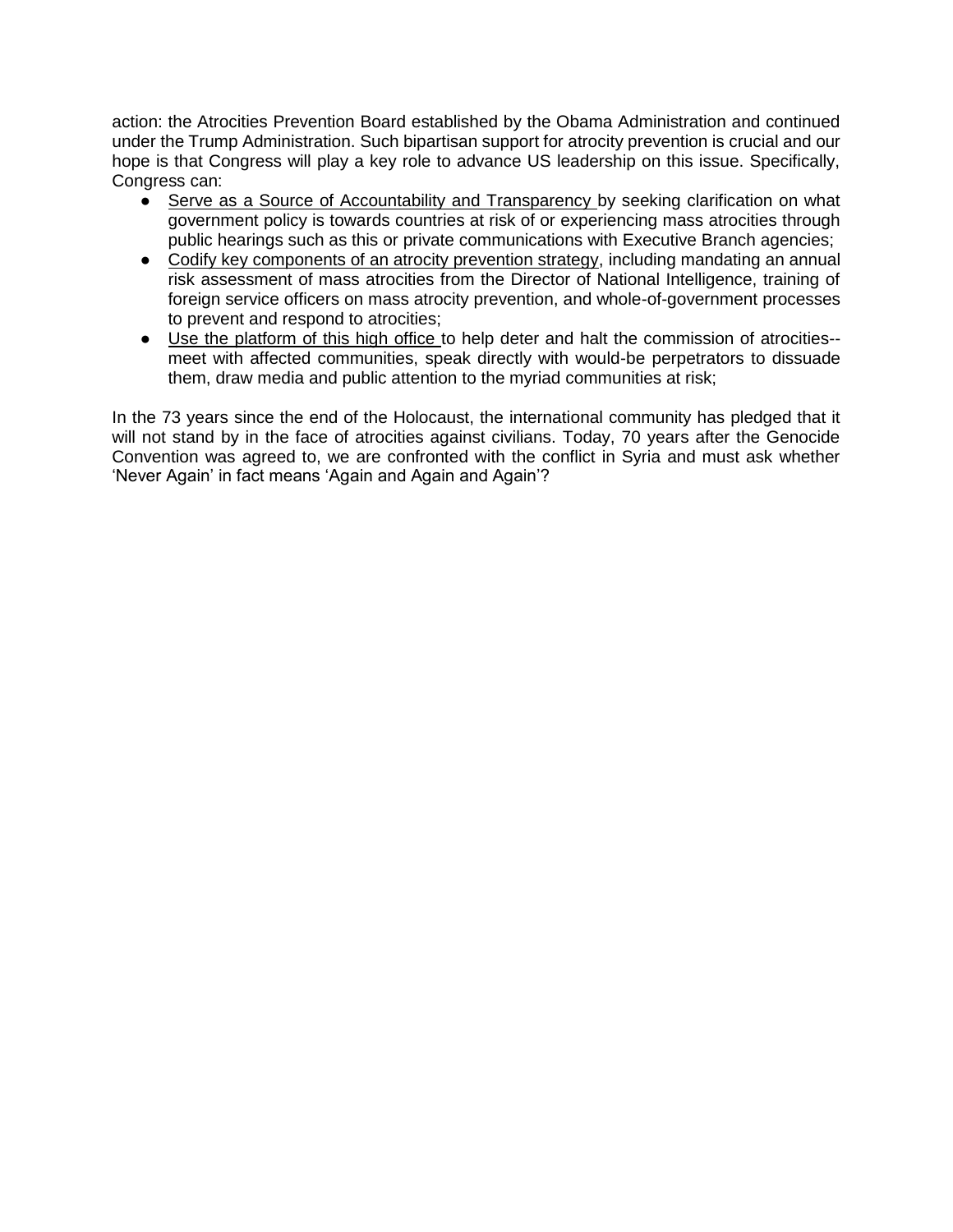action: the Atrocities Prevention Board established by the Obama Administration and continued under the Trump Administration. Such bipartisan support for atrocity prevention is crucial and our hope is that Congress will play a key role to advance US leadership on this issue. Specifically, Congress can:

- <u>Serve as a Source of Accountability and Transparency</u> by seeking clarification on what government policy is towards countries at risk of or experiencing mass atrocities through public hearings such as this or private communications with Executive Branch agencies;
- <u>Codify key components of an atrocity prevention strategy</u>, including mandating an annual risk assessment of mass atrocities from the Director of National Intelligence, training of foreign service officers on mass atrocity prevention, and whole-of-government processes to prevent and respond to atrocities;
- <u>Use the platform of this high office</u> to help deter and halt the commission of atrocities--meet with affected communities, speak directly with would-be perpetrators to dissuade them, draw media and public attention to the myriad communities at risk;

In the 73 years since the end of the Holocaust, the international community has pledged that it will not stand by in the face of atrocities against civilians. Today, 70 years after the Genocide Convention was agreed to, we are confronted with the conflict in Syria and must ask whether 'Never Again' in fact means 'Again and Again and Again'?